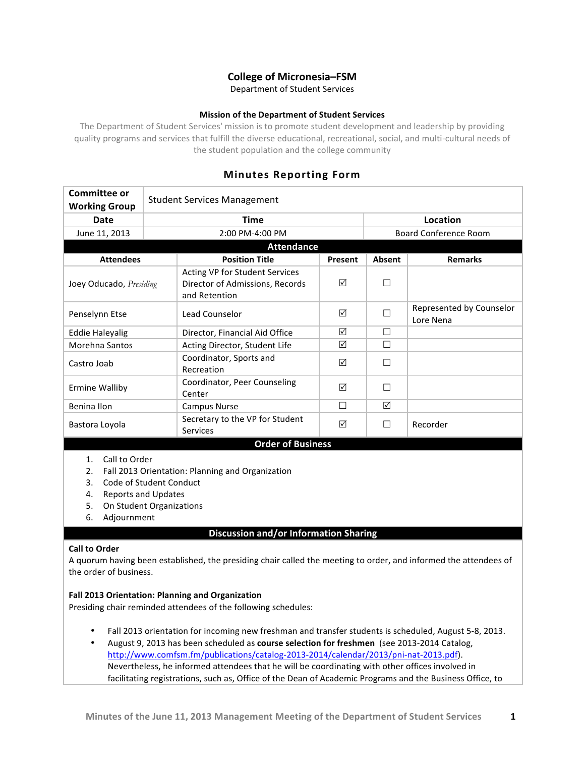# College of Micronesia–FSM

Department of Student Services

### Mission of the Department of Student Services

The Department of Student Services' mission is to promote student development and leadership by providing quality programs and services that fulfill the diverse educational, recreational, social, and multi-cultural needs of the student population and the college community

## Minutes Reporting Form

| **Committee or Working Group** | Student Services Management | |
|---|---|---|
| **Date** | **Time** | **Location** |
| June 11, 2013 | 2:00 PM-4:00 PM | Board Conference Room |

**Attendance**

| Attendees | Position Title | Present | Absent | Remarks |
|---|---|---|---|---|
| Joey Oducado, *Presiding* | Acting VP for Student Services Director of Admissions, Records and Retention | ☑ | ☐ | |
| Penselynn Etse | Lead Counselor | ☑ | ☐ | Represented by Counselor Lore Nena |
| Eddie Haleyalig | Director, Financial Aid Office | ☑ | ☐ | |
| Morehna Santos | Acting Director, Student Life | ☑ | ☐ | |
| Castro Joab | Coordinator, Sports and Recreation | ☑ | ☐ | |
| Ermine Walliby | Coordinator, Peer Counseling Center | ☑ | ☐ | |
| Benina Ilon | Campus Nurse | ☐ | ☑ | |
| Bastora Loyola | Secretary to the VP for Student Services | ☑ | ☐ | Recorder |

**Order of Business**

1. Call to Order
2. Fall 2013 Orientation: Planning and Organization
3. Code of Student Conduct
4. Reports and Updates
5. On Student Organizations
6. Adjournment

**Discussion and/or Information Sharing**

**Call to Order**

A quorum having been established, the presiding chair called the meeting to order, and informed the attendees of the order of business.

**Fall 2013 Orientation: Planning and Organization**

Presiding chair reminded attendees of the following schedules:

- Fall 2013 orientation for incoming new freshman and transfer students is scheduled, August 5-8, 2013.
- August 9, 2013 has been scheduled as **course selection for freshmen** (see 2013-2014 Catalog, http://www.comfsm.fm/publications/catalog-2013-2014/calendar/2013/pni-nat-2013.pdf). Nevertheless, he informed attendees that he will be coordinating with other offices involved in facilitating registrations, such as, Office of the Dean of Academic Programs and the Business Office, to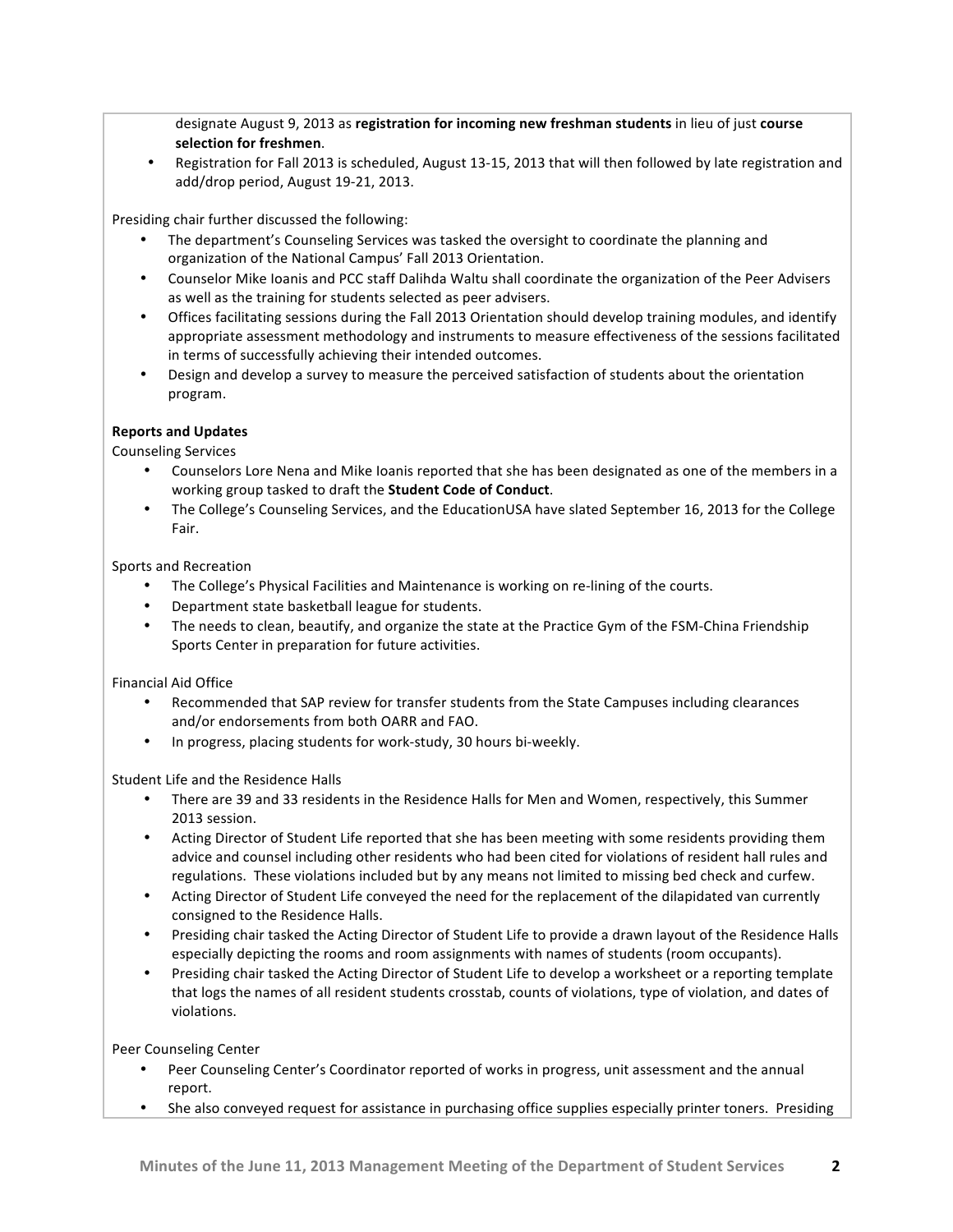designate August 9, 2013 as **registration for incoming new freshman students** in lieu of just **course selection for freshmen**.

- Registration for Fall 2013 is scheduled, August 13-15, 2013 that will then followed by late registration and add/drop period, August 19-21, 2013.

Presiding chair further discussed the following:

- The department's Counseling Services was tasked the oversight to coordinate the planning and organization of the National Campus' Fall 2013 Orientation.
- Counselor Mike Ioanis and PCC staff Dalihda Waltu shall coordinate the organization of the Peer Advisers as well as the training for students selected as peer advisers.
- Offices facilitating sessions during the Fall 2013 Orientation should develop training modules, and identify appropriate assessment methodology and instruments to measure effectiveness of the sessions facilitated in terms of successfully achieving their intended outcomes.
- Design and develop a survey to measure the perceived satisfaction of students about the orientation program.

**Reports and Updates**

Counseling Services

- Counselors Lore Nena and Mike Ioanis reported that she has been designated as one of the members in a working group tasked to draft the **Student Code of Conduct**.
- The College's Counseling Services, and the EducationUSA have slated September 16, 2013 for the College Fair.

Sports and Recreation

- The College's Physical Facilities and Maintenance is working on re-lining of the courts.
- Department state basketball league for students.
- The needs to clean, beautify, and organize the state at the Practice Gym of the FSM-China Friendship Sports Center in preparation for future activities.

Financial Aid Office

- Recommended that SAP review for transfer students from the State Campuses including clearances and/or endorsements from both OARR and FAO.
- In progress, placing students for work-study, 30 hours bi-weekly.

Student Life and the Residence Halls

- There are 39 and 33 residents in the Residence Halls for Men and Women, respectively, this Summer 2013 session.
- Acting Director of Student Life reported that she has been meeting with some residents providing them advice and counsel including other residents who had been cited for violations of resident hall rules and regulations. These violations included but by any means not limited to missing bed check and curfew.
- Acting Director of Student Life conveyed the need for the replacement of the dilapidated van currently consigned to the Residence Halls.
- Presiding chair tasked the Acting Director of Student Life to provide a drawn layout of the Residence Halls especially depicting the rooms and room assignments with names of students (room occupants).
- Presiding chair tasked the Acting Director of Student Life to develop a worksheet or a reporting template that logs the names of all resident students crosstab, counts of violations, type of violation, and dates of violations.

Peer Counseling Center

- Peer Counseling Center's Coordinator reported of works in progress, unit assessment and the annual report.
- She also conveyed request for assistance in purchasing office supplies especially printer toners. Presiding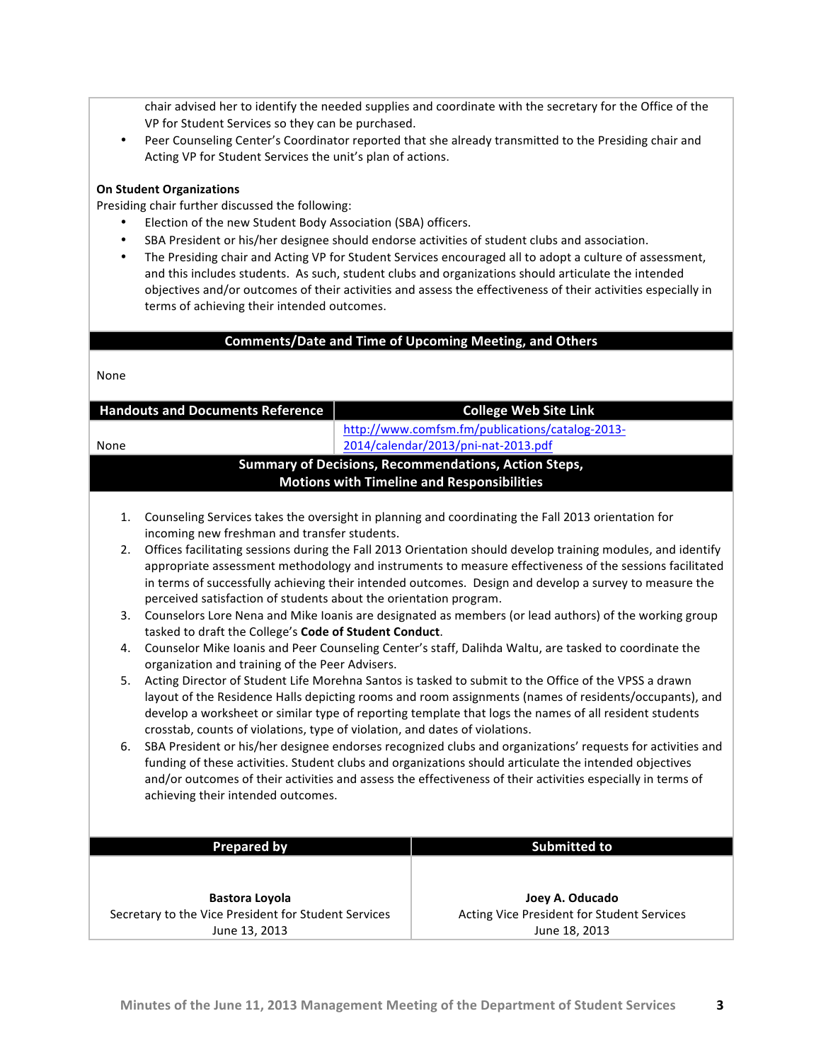chair advised her to identify the needed supplies and coordinate with the secretary for the Office of the VP for Student Services so they can be purchased.

- Peer Counseling Center's Coordinator reported that she already transmitted to the Presiding chair and Acting VP for Student Services the unit's plan of actions.

**On Student Organizations**

Presiding chair further discussed the following:

- Election of the new Student Body Association (SBA) officers.
- SBA President or his/her designee should endorse activities of student clubs and association.
- The Presiding chair and Acting VP for Student Services encouraged all to adopt a culture of assessment, and this includes students. As such, student clubs and organizations should articulate the intended objectives and/or outcomes of their activities and assess the effectiveness of their activities especially in terms of achieving their intended outcomes.

## Comments/Date and Time of Upcoming Meeting, and Others

None

| Handouts and Documents Reference | College Web Site Link |
|---|---|
| None | http://www.comfsm.fm/publications/catalog-2013-2014/calendar/2013/pni-nat-2013.pdf |

## Summary of Decisions, Recommendations, Action Steps, Motions with Timeline and Responsibilities

1. Counseling Services takes the oversight in planning and coordinating the Fall 2013 orientation for incoming new freshman and transfer students.
2. Offices facilitating sessions during the Fall 2013 Orientation should develop training modules, and identify appropriate assessment methodology and instruments to measure effectiveness of the sessions facilitated in terms of successfully achieving their intended outcomes. Design and develop a survey to measure the perceived satisfaction of students about the orientation program.
3. Counselors Lore Nena and Mike Ioanis are designated as members (or lead authors) of the working group tasked to draft the College's **Code of Student Conduct**.
4. Counselor Mike Ioanis and Peer Counseling Center's staff, Dalihda Waltu, are tasked to coordinate the organization and training of the Peer Advisers.
5. Acting Director of Student Life Morehna Santos is tasked to submit to the Office of the VPSS a drawn layout of the Residence Halls depicting rooms and room assignments (names of residents/occupants), and develop a worksheet or similar type of reporting template that logs the names of all resident students crosstab, counts of violations, type of violation, and dates of violations.
6. SBA President or his/her designee endorses recognized clubs and organizations' requests for activities and funding of these activities. Student clubs and organizations should articulate the intended objectives and/or outcomes of their activities and assess the effectiveness of their activities especially in terms of achieving their intended outcomes.

| Prepared by | Submitted to |
|---|---|
| **Bastora Loyola**<br>Secretary to the Vice President for Student Services<br>June 13, 2013 | **Joey A. Oducado**<br>Acting Vice President for Student Services<br>June 18, 2013 |